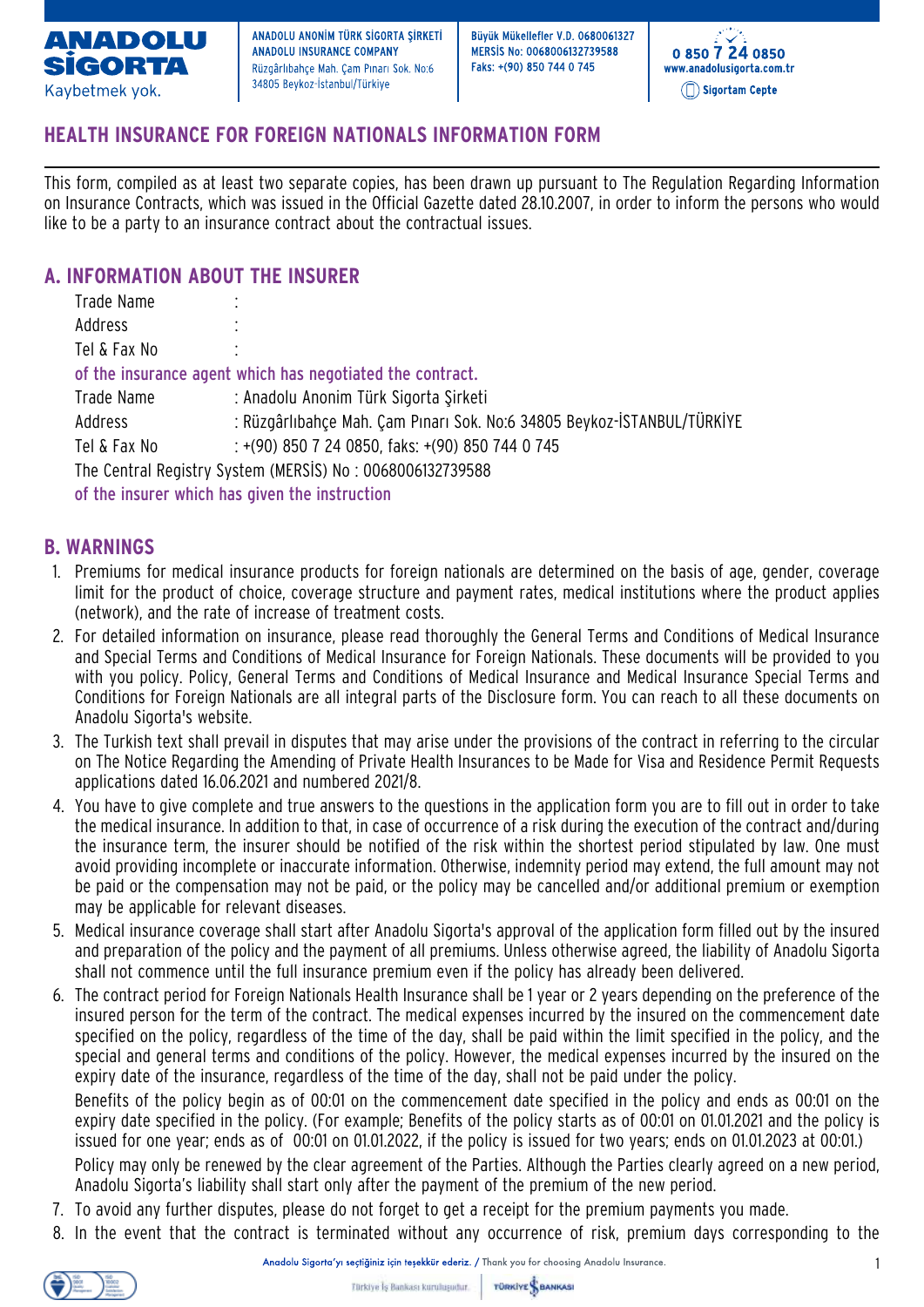# HEALTH INSURANCE FOR FOREIGN NATIONALS INFORMATION FORM

This form, compiled as at least two separate copies, has been drawn up pursuant to The Regulation Regarding Information on Insurance Contracts, which was issued in the Official Gazette dated 28.10.2007, in order to inform the persons who would like to be a party to an insurance contract about the contractual issues.

## A. INFORMATION ABOUT THE INSURER

Trade Name :
Address :
Tel & Fax No :

of the insurance agent which has negotiated the contract.

Trade Name : Anadolu Anonim Türk Sigorta Şirketi
Address : Rüzgârlıbahçe Mah. Çam Pınarı Sok. No:6 34805 Beykoz-İSTANBUL/TÜRKİYE
Tel & Fax No : +(90) 850 7 24 0850, faks: +(90) 850 744 0 745
The Central Registry System (MERSİS) No : 0068006132739588

of the insurer which has given the instruction

## B. WARNINGS

1. Premiums for medical insurance products for foreign nationals are determined on the basis of age, gender, coverage limit for the product of choice, coverage structure and payment rates, medical institutions where the product applies (network), and the rate of increase of treatment costs.
2. For detailed information on insurance, please read thoroughly the General Terms and Conditions of Medical Insurance and Special Terms and Conditions of Medical Insurance for Foreign Nationals. These documents will be provided to you with you policy. Policy, General Terms and Conditions of Medical Insurance and Medical Insurance Special Terms and Conditions for Foreign Nationals are all integral parts of the Disclosure form. You can reach to all these documents on Anadolu Sigorta's website.
3. The Turkish text shall prevail in disputes that may arise under the provisions of the contract in referring to the circular on The Notice Regarding the Amending of Private Health Insurances to be Made for Visa and Residence Permit Requests applications dated 16.06.2021 and numbered 2021/8.
4. You have to give complete and true answers to the questions in the application form you are to fill out in order to take the medical insurance. In addition to that, in case of occurrence of a risk during the execution of the contract and/during the insurance term, the insurer should be notified of the risk within the shortest period stipulated by law. One must avoid providing incomplete or inaccurate information. Otherwise, indemnity period may extend, the full amount may not be paid or the compensation may not be paid, or the policy may be cancelled and/or additional premium or exemption may be applicable for relevant diseases.
5. Medical insurance coverage shall start after Anadolu Sigorta's approval of the application form filled out by the insured and preparation of the policy and the payment of all premiums. Unless otherwise agreed, the liability of Anadolu Sigorta shall not commence until the full insurance premium even if the policy has already been delivered.
6. The contract period for Foreign Nationals Health Insurance shall be 1 year or 2 years depending on the preference of the insured person for the term of the contract. The medical expenses incurred by the insured on the commencement date specified on the policy, regardless of the time of the day, shall be paid within the limit specified in the policy, and the special and general terms and conditions of the policy. However, the medical expenses incurred by the insured on the expiry date of the insurance, regardless of the time of the day, shall not be paid under the policy.

   Benefits of the policy begin as of 00:01 on the commencement date specified in the policy and ends as 00:01 on the expiry date specified in the policy. (For example; Benefits of the policy starts as of 00:01 on 01.01.2021 and the policy is issued for one year; ends as of 00:01 on 01.01.2022, if the policy is issued for two years; ends on 01.01.2023 at 00:01.)

   Policy may only be renewed by the clear agreement of the Parties. Although the Parties clearly agreed on a new period, Anadolu Sigorta's liability shall start only after the payment of the premium of the new period.
7. To avoid any further disputes, please do not forget to get a receipt for the premium payments you made.
8. In the event that the contract is terminated without any occurrence of risk, premium days corresponding to the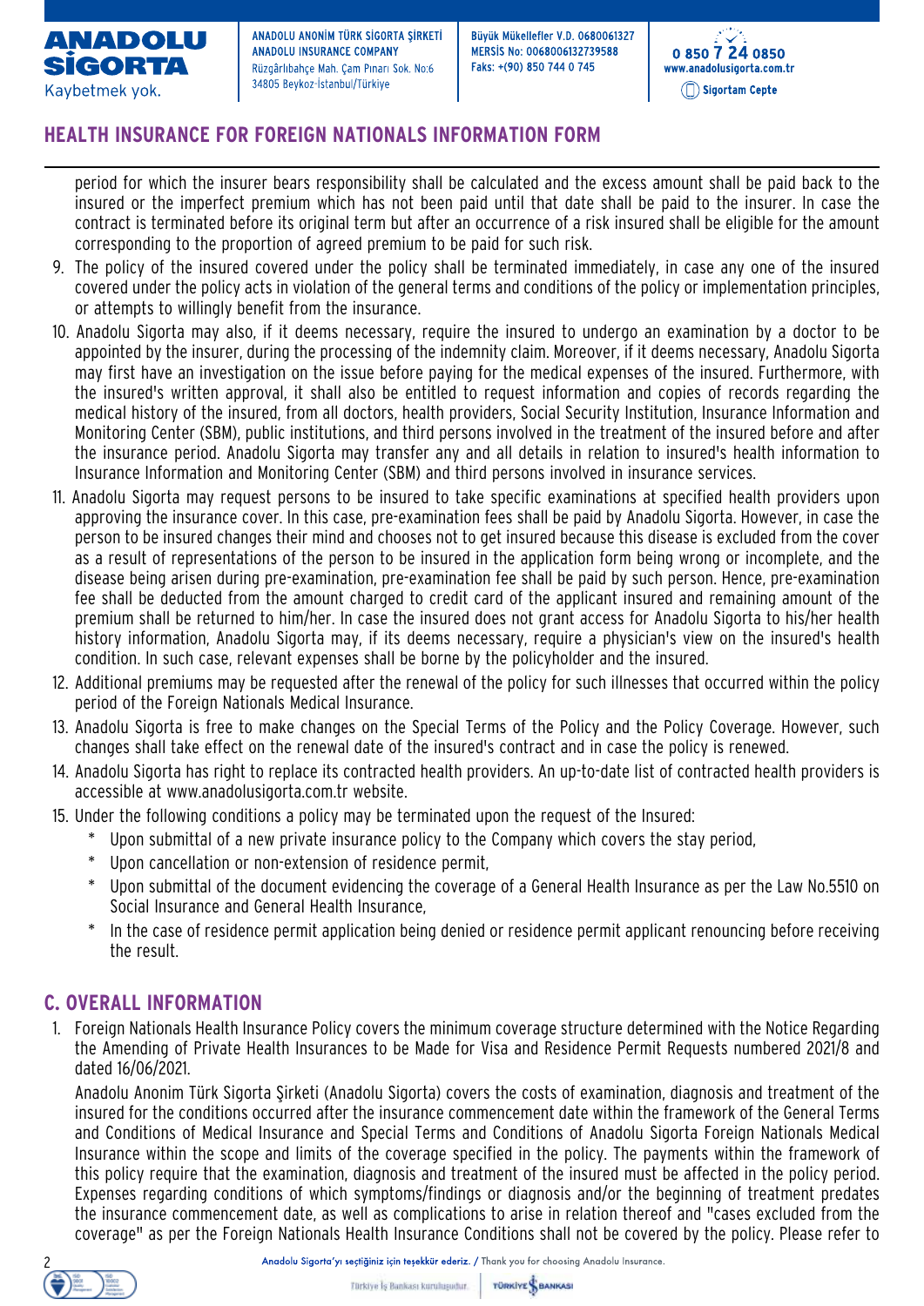## HEALTH INSURANCE FOR FOREIGN NATIONALS INFORMATION FORM

period for which the insurer bears responsibility shall be calculated and the excess amount shall be paid back to the insured or the imperfect premium which has not been paid until that date shall be paid to the insurer. In case the contract is terminated before its original term but after an occurrence of a risk insured shall be eligible for the amount corresponding to the proportion of agreed premium to be paid for such risk.

9. The policy of the insured covered under the policy shall be terminated immediately, in case any one of the insured covered under the policy acts in violation of the general terms and conditions of the policy or implementation principles, or attempts to willingly benefit from the insurance.
10. Anadolu Sigorta may also, if it deems necessary, require the insured to undergo an examination by a doctor to be appointed by the insurer, during the processing of the indemnity claim. Moreover, if it deems necessary, Anadolu Sigorta may first have an investigation on the issue before paying for the medical expenses of the insured. Furthermore, with the insured's written approval, it shall also be entitled to request information and copies of records regarding the medical history of the insured, from all doctors, health providers, Social Security Institution, Insurance Information and Monitoring Center (SBM), public institutions, and third persons involved in the treatment of the insured before and after the insurance period. Anadolu Sigorta may transfer any and all details in relation to insured's health information to Insurance Information and Monitoring Center (SBM) and third persons involved in insurance services.
11. Anadolu Sigorta may request persons to be insured to take specific examinations at specified health providers upon approving the insurance cover. In this case, pre-examination fees shall be paid by Anadolu Sigorta. However, in case the person to be insured changes their mind and chooses not to get insured because this disease is excluded from the cover as a result of representations of the person to be insured in the application form being wrong or incomplete, and the disease being arisen during pre-examination, pre-examination fee shall be paid by such person. Hence, pre-examination fee shall be deducted from the amount charged to credit card of the applicant insured and remaining amount of the premium shall be returned to him/her. In case the insured does not grant access for Anadolu Sigorta to his/her health history information, Anadolu Sigorta may, if its deems necessary, require a physician's view on the insured's health condition. In such case, relevant expenses shall be borne by the policyholder and the insured.
12. Additional premiums may be requested after the renewal of the policy for such illnesses that occurred within the policy period of the Foreign Nationals Medical Insurance.
13. Anadolu Sigorta is free to make changes on the Special Terms of the Policy and the Policy Coverage. However, such changes shall take effect on the renewal date of the insured's contract and in case the policy is renewed.
14. Anadolu Sigorta has right to replace its contracted health providers. An up-to-date list of contracted health providers is accessible at www.anadolusigorta.com.tr website.
15. Under the following conditions a policy may be terminated upon the request of the Insured:
    * Upon submittal of a new private insurance policy to the Company which covers the stay period,
    * Upon cancellation or non-extension of residence permit,
    * Upon submittal of the document evidencing the coverage of a General Health Insurance as per the Law No.5510 on Social Insurance and General Health Insurance,
    * In the case of residence permit application being denied or residence permit applicant renouncing before receiving the result.

## C. OVERALL INFORMATION

1. Foreign Nationals Health Insurance Policy covers the minimum coverage structure determined with the Notice Regarding the Amending of Private Health Insurances to be Made for Visa and Residence Permit Requests numbered 2021/8 and dated 16/06/2021.

   Anadolu Anonim Türk Sigorta Şirketi (Anadolu Sigorta) covers the costs of examination, diagnosis and treatment of the insured for the conditions occurred after the insurance commencement date within the framework of the General Terms and Conditions of Medical Insurance and Special Terms and Conditions of Anadolu Sigorta Foreign Nationals Medical Insurance within the scope and limits of the coverage specified in the policy. The payments within the framework of this policy require that the examination, diagnosis and treatment of the insured must be affected in the policy period. Expenses regarding conditions of which symptoms/findings or diagnosis and/or the beginning of treatment predates the insurance commencement date, as well as complications to arise in relation thereof and "cases excluded from the coverage" as per the Foreign Nationals Health Insurance Conditions shall not be covered by the policy. Please refer to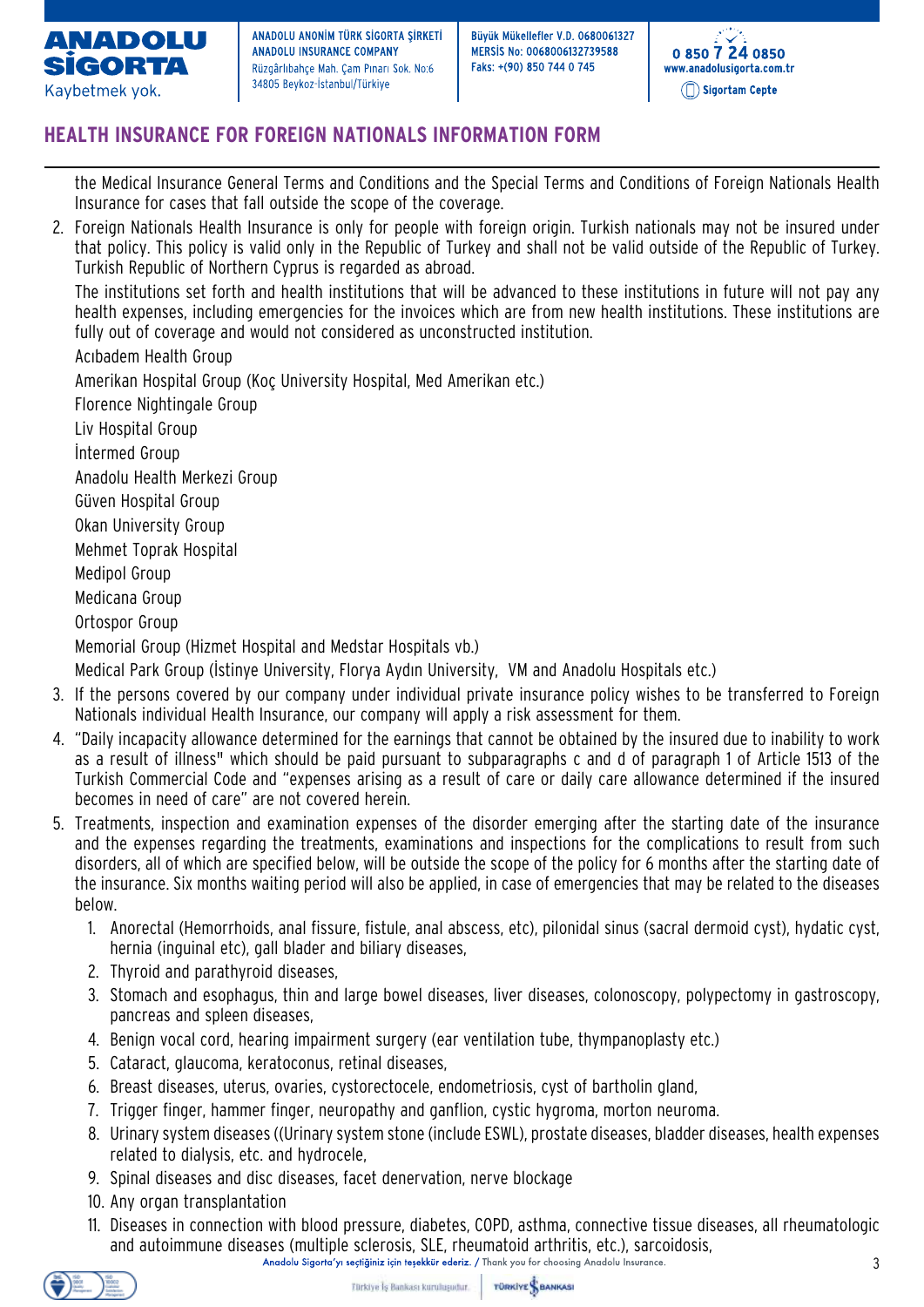## HEALTH INSURANCE FOR FOREIGN NATIONALS INFORMATION FORM

the Medical Insurance General Terms and Conditions and the Special Terms and Conditions of Foreign Nationals Health Insurance for cases that fall outside the scope of the coverage.

2. Foreign Nationals Health Insurance is only for people with foreign origin. Turkish nationals may not be insured under that policy. This policy is valid only in the Republic of Turkey and shall not be valid outside of the Republic of Turkey. Turkish Republic of Northern Cyprus is regarded as abroad.

   The institutions set forth and health institutions that will be advanced to these institutions in future will not pay any health expenses, including emergencies for the invoices which are from new health institutions. These institutions are fully out of coverage and would not considered as unconstructed institution.

   Acıbadem Health Group

   Amerikan Hospital Group (Koç University Hospital, Med Amerikan etc.)

   Florence Nightingale Group

   Liv Hospital Group

   İntermed Group

   Anadolu Health Merkezi Group

   Güven Hospital Group

   Okan University Group

   Mehmet Toprak Hospital

   Medipol Group

   Medicana Group

   Ortospor Group

   Memorial Group (Hizmet Hospital and Medstar Hospitals vb.)

   Medical Park Group (İstinye University, Florya Aydın University, VM and Anadolu Hospitals etc.)

3. If the persons covered by our company under individual private insurance policy wishes to be transferred to Foreign Nationals individual Health Insurance, our company will apply a risk assessment for them.
4. "Daily incapacity allowance determined for the earnings that cannot be obtained by the insured due to inability to work as a result of illness" which should be paid pursuant to subparagraphs c and d of paragraph 1 of Article 1513 of the Turkish Commercial Code and "expenses arising as a result of care or daily care allowance determined if the insured becomes in need of care" are not covered herein.
5. Treatments, inspection and examination expenses of the disorder emerging after the starting date of the insurance and the expenses regarding the treatments, examinations and inspections for the complications to result from such disorders, all of which are specified below, will be outside the scope of the policy for 6 months after the starting date of the insurance. Six months waiting period will also be applied, in case of emergencies that may be related to the diseases below.
   1. Anorectal (Hemorrhoids, anal fissure, fistule, anal abscess, etc), pilonidal sinus (sacral dermoid cyst), hydatic cyst, hernia (inguinal etc), gall blader and biliary diseases,
   2. Thyroid and parathyroid diseases,
   3. Stomach and esophagus, thin and large bowel diseases, liver diseases, colonoscopy, polypectomy in gastroscopy, pancreas and spleen diseases,
   4. Benign vocal cord, hearing impairment surgery (ear ventilation tube, thympanoplasty etc.)
   5. Cataract, glaucoma, keratoconus, retinal diseases,
   6. Breast diseases, uterus, ovaries, cystorectocele, endometriosis, cyst of bartholin gland,
   7. Trigger finger, hammer finger, neuropathy and ganflion, cystic hygroma, morton neuroma.
   8. Urinary system diseases ((Urinary system stone (include ESWL), prostate diseases, bladder diseases, health expenses related to dialysis, etc. and hydrocele,
   9. Spinal diseases and disc diseases, facet denervation, nerve blockage
   10. Any organ transplantation
   11. Diseases in connection with blood pressure, diabetes, COPD, asthma, connective tissue diseases, all rheumatologic and autoimmune diseases (multiple sclerosis, SLE, rheumatoid arthritis, etc.), sarcoidosis,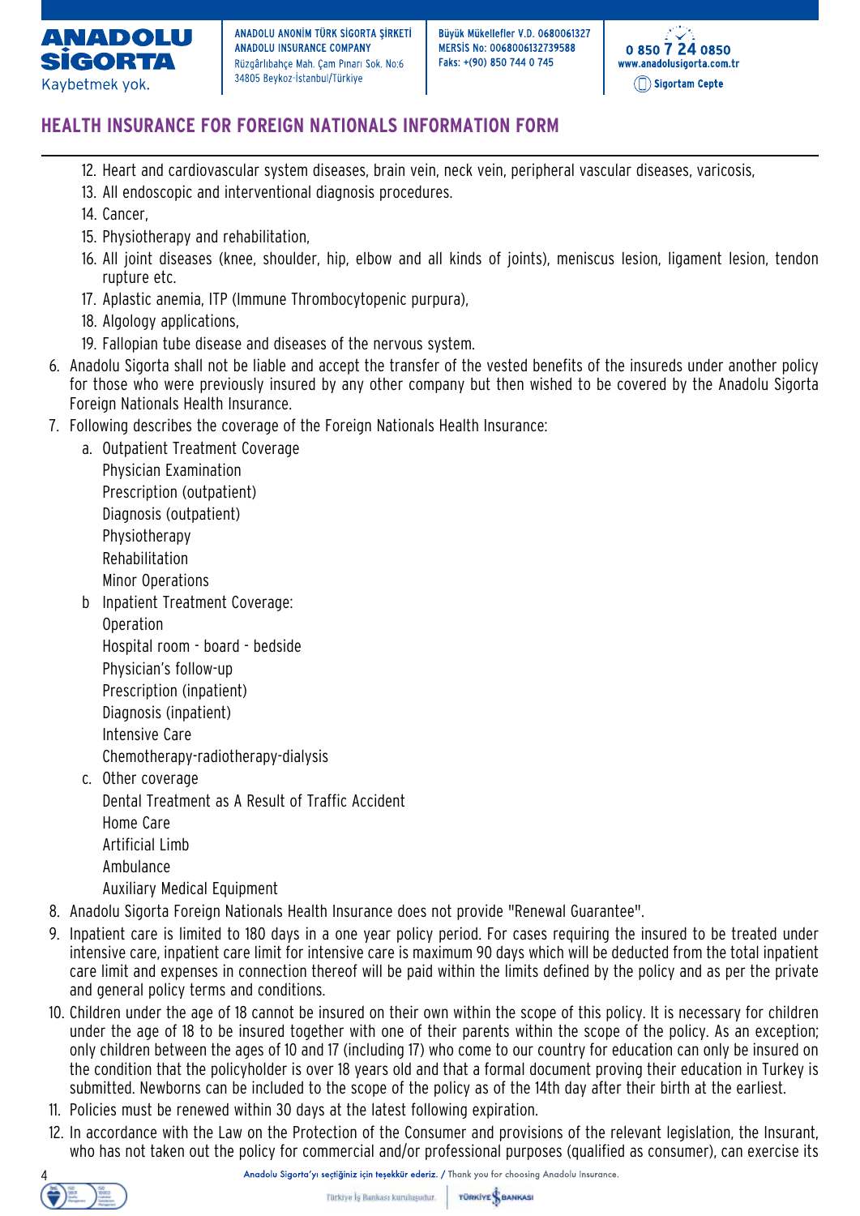## HEALTH INSURANCE FOR FOREIGN NATIONALS INFORMATION FORM

12. Heart and cardiovascular system diseases, brain vein, neck vein, peripheral vascular diseases, varicosis,
13. All endoscopic and interventional diagnosis procedures.
14. Cancer,
15. Physiotherapy and rehabilitation,
16. All joint diseases (knee, shoulder, hip, elbow and all kinds of joints), meniscus lesion, ligament lesion, tendon rupture etc.
17. Aplastic anemia, ITP (Immune Thrombocytopenic purpura),
18. Algology applications,
19. Fallopian tube disease and diseases of the nervous system.

6. Anadolu Sigorta shall not be liable and accept the transfer of the vested benefits of the insureds under another policy for those who were previously insured by any other company but then wished to be covered by the Anadolu Sigorta Foreign Nationals Health Insurance.
7. Following describes the coverage of the Foreign Nationals Health Insurance:
   a. Outpatient Treatment Coverage
      Physician Examination
      Prescription (outpatient)
      Diagnosis (outpatient)
      Physiotherapy
      Rehabilitation
      Minor Operations
   b Inpatient Treatment Coverage:
      Operation
      Hospital room - board - bedside
      Physician's follow-up
      Prescription (inpatient)
      Diagnosis (inpatient)
      Intensive Care
      Chemotherapy-radiotherapy-dialysis
   c. Other coverage
      Dental Treatment as A Result of Traffic Accident
      Home Care
      Artificial Limb
      Ambulance
      Auxiliary Medical Equipment
8. Anadolu Sigorta Foreign Nationals Health Insurance does not provide "Renewal Guarantee".
9. Inpatient care is limited to 180 days in a one year policy period. For cases requiring the insured to be treated under intensive care, inpatient care limit for intensive care is maximum 90 days which will be deducted from the total inpatient care limit and expenses in connection thereof will be paid within the limits defined by the policy and as per the private and general policy terms and conditions.
10. Children under the age of 18 cannot be insured on their own within the scope of this policy. It is necessary for children under the age of 18 to be insured together with one of their parents within the scope of the policy. As an exception; only children between the ages of 10 and 17 (including 17) who come to our country for education can only be insured on the condition that the policyholder is over 18 years old and that a formal document proving their education in Turkey is submitted. Newborns can be included to the scope of the policy as of the 14th day after their birth at the earliest.
11. Policies must be renewed within 30 days at the latest following expiration.
12. In accordance with the Law on the Protection of the Consumer and provisions of the relevant legislation, the Insurant, who has not taken out the policy for commercial and/or professional purposes (qualified as consumer), can exercise its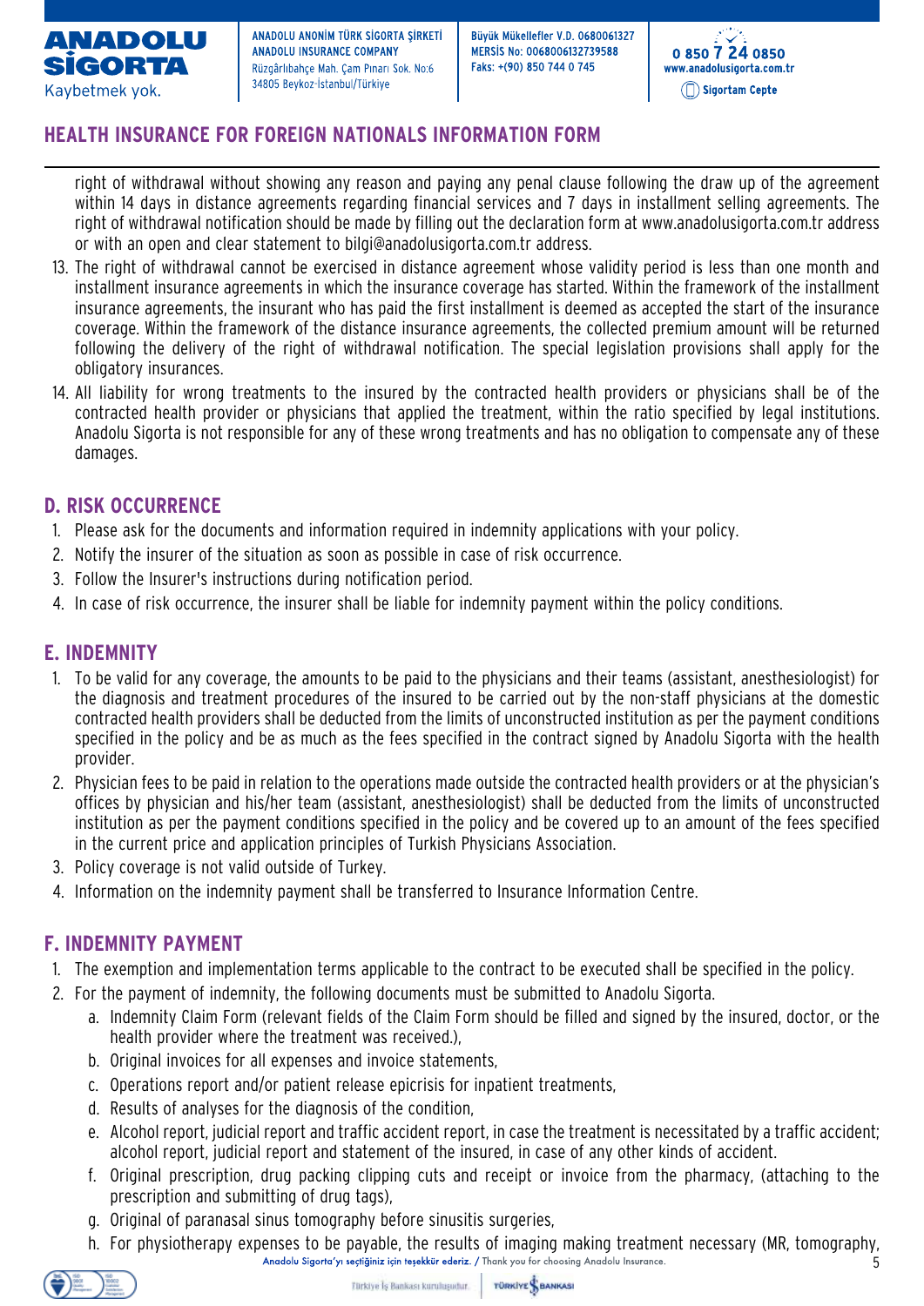right of withdrawal without showing any reason and paying any penal clause following the draw up of the agreement within 14 days in distance agreements regarding financial services and 7 days in installment selling agreements. The right of withdrawal notification should be made by filling out the declaration form at www.anadolusigorta.com.tr address or with an open and clear statement to bilgi@anadolusigorta.com.tr address.

13. The right of withdrawal cannot be exercised in distance agreement whose validity period is less than one month and installment insurance agreements in which the insurance coverage has started. Within the framework of the installment insurance agreements, the insurant who has paid the first installment is deemed as accepted the start of the insurance coverage. Within the framework of the distance insurance agreements, the collected premium amount will be returned following the delivery of the right of withdrawal notification. The special legislation provisions shall apply for the obligatory insurances.
14. All liability for wrong treatments to the insured by the contracted health providers or physicians shall be of the contracted health provider or physicians that applied the treatment, within the ratio specified by legal institutions. Anadolu Sigorta is not responsible for any of these wrong treatments and has no obligation to compensate any of these damages.

## D. RISK OCCURRENCE

1. Please ask for the documents and information required in indemnity applications with your policy.
2. Notify the insurer of the situation as soon as possible in case of risk occurrence.
3. Follow the Insurer's instructions during notification period.
4. In case of risk occurrence, the insurer shall be liable for indemnity payment within the policy conditions.

## E. INDEMNITY

1. To be valid for any coverage, the amounts to be paid to the physicians and their teams (assistant, anesthesiologist) for the diagnosis and treatment procedures of the insured to be carried out by the non-staff physicians at the domestic contracted health providers shall be deducted from the limits of unconstructed institution as per the payment conditions specified in the policy and be as much as the fees specified in the contract signed by Anadolu Sigorta with the health provider.
2. Physician fees to be paid in relation to the operations made outside the contracted health providers or at the physician's offices by physician and his/her team (assistant, anesthesiologist) shall be deducted from the limits of unconstructed institution as per the payment conditions specified in the policy and be covered up to an amount of the fees specified in the current price and application principles of Turkish Physicians Association.
3. Policy coverage is not valid outside of Turkey.
4. Information on the indemnity payment shall be transferred to Insurance Information Centre.

## F. INDEMNITY PAYMENT

1. The exemption and implementation terms applicable to the contract to be executed shall be specified in the policy.
2. For the payment of indemnity, the following documents must be submitted to Anadolu Sigorta.
   a. Indemnity Claim Form (relevant fields of the Claim Form should be filled and signed by the insured, doctor, or the health provider where the treatment was received.),
   b. Original invoices for all expenses and invoice statements,
   c. Operations report and/or patient release epicrisis for inpatient treatments,
   d. Results of analyses for the diagnosis of the condition,
   e. Alcohol report, judicial report and traffic accident report, in case the treatment is necessitated by a traffic accident; alcohol report, judicial report and statement of the insured, in case of any other kinds of accident.
   f. Original prescription, drug packing clipping cuts and receipt or invoice from the pharmacy, (attaching to the prescription and submitting of drug tags),
   g. Original of paranasal sinus tomography before sinusitis surgeries,
   h. For physiotherapy expenses to be payable, the results of imaging making treatment necessary (MR, tomography,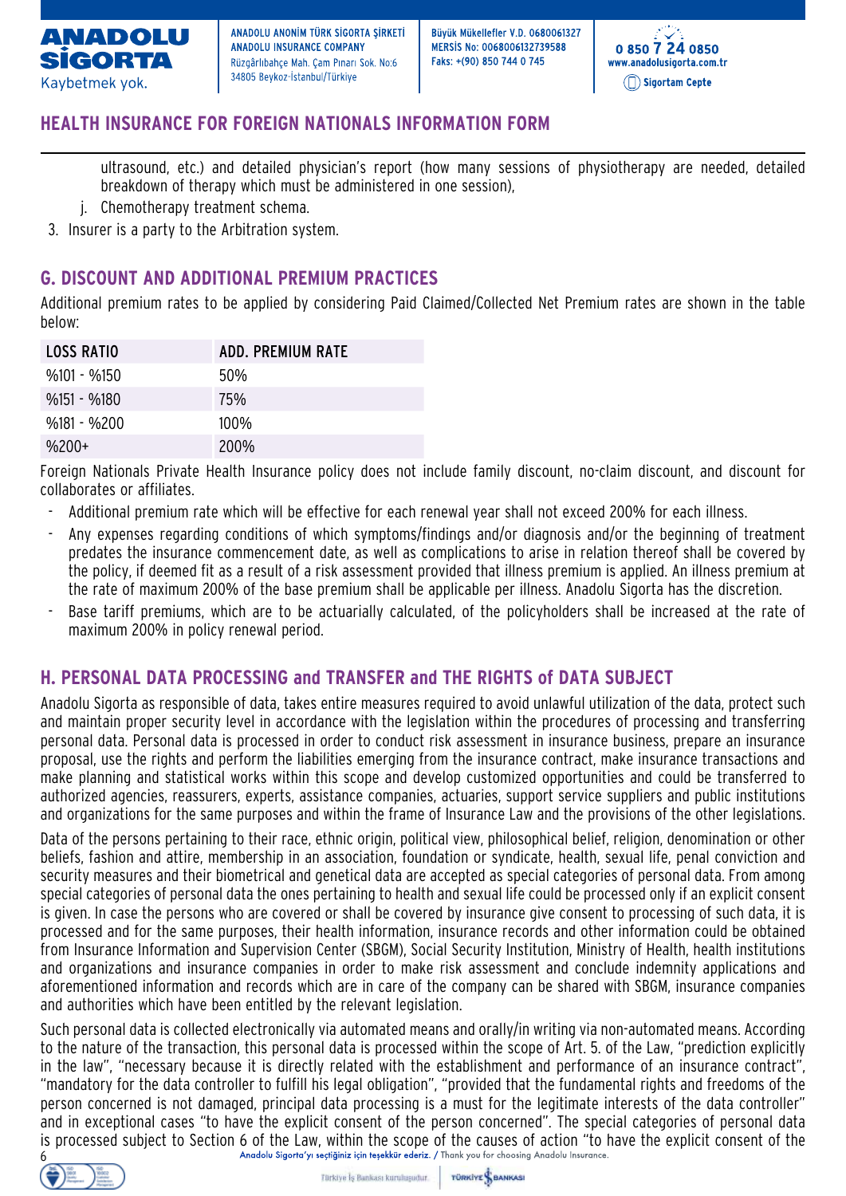ultrasound, etc.) and detailed physician's report (how many sessions of physiotherapy are needed, detailed breakdown of therapy which must be administered in one session),

j. Chemotherapy treatment schema.

3. Insurer is a party to the Arbitration system.

## G. DISCOUNT AND ADDITIONAL PREMIUM PRACTICES

Additional premium rates to be applied by considering Paid Claimed/Collected Net Premium rates are shown in the table below:

| LOSS RATIO | ADD. PREMIUM RATE |
|---|---|
| %101 - %150 | 50% |
| %151 - %180 | 75% |
| %181 - %200 | 100% |
| %200+ | 200% |

Foreign Nationals Private Health Insurance policy does not include family discount, no-claim discount, and discount for collaborates or affiliates.

- Additional premium rate which will be effective for each renewal year shall not exceed 200% for each illness.
- Any expenses regarding conditions of which symptoms/findings and/or diagnosis and/or the beginning of treatment predates the insurance commencement date, as well as complications to arise in relation thereof shall be covered by the policy, if deemed fit as a result of a risk assessment provided that illness premium is applied. An illness premium at the rate of maximum 200% of the base premium shall be applicable per illness. Anadolu Sigorta has the discretion.
- Base tariff premiums, which are to be actuarially calculated, of the policyholders shall be increased at the rate of maximum 200% in policy renewal period.

## H. PERSONAL DATA PROCESSING and TRANSFER and THE RIGHTS of DATA SUBJECT

Anadolu Sigorta as responsible of data, takes entire measures required to avoid unlawful utilization of the data, protect such and maintain proper security level in accordance with the legislation within the procedures of processing and transferring personal data. Personal data is processed in order to conduct risk assessment in insurance business, prepare an insurance proposal, use the rights and perform the liabilities emerging from the insurance contract, make insurance transactions and make planning and statistical works within this scope and develop customized opportunities and could be transferred to authorized agencies, reassurers, experts, assistance companies, actuaries, support service suppliers and public institutions and organizations for the same purposes and within the frame of Insurance Law and the provisions of the other legislations.

Data of the persons pertaining to their race, ethnic origin, political view, philosophical belief, religion, denomination or other beliefs, fashion and attire, membership in an association, foundation or syndicate, health, sexual life, penal conviction and security measures and their biometrical and genetical data are accepted as special categories of personal data. From among special categories of personal data the ones pertaining to health and sexual life could be processed only if an explicit consent is given. In case the persons who are covered or shall be covered by insurance give consent to processing of such data, it is processed and for the same purposes, their health information, insurance records and other information could be obtained from Insurance Information and Supervision Center (SBGM), Social Security Institution, Ministry of Health, health institutions and organizations and insurance companies in order to make risk assessment and conclude indemnity applications and aforementioned information and records which are in care of the company can be shared with SBGM, insurance companies and authorities which have been entitled by the relevant legislation.

Such personal data is collected electronically via automated means and orally/in writing via non-automated means. According to the nature of the transaction, this personal data is processed within the scope of Art. 5. of the Law, "prediction explicitly in the law", "necessary because it is directly related with the establishment and performance of an insurance contract", "mandatory for the data controller to fulfill his legal obligation", "provided that the fundamental rights and freedoms of the person concerned is not damaged, principal data processing is a must for the legitimate interests of the data controller" and in exceptional cases "to have the explicit consent of the person concerned". The special categories of personal data is processed subject to Section 6 of the Law, within the scope of the causes of action "to have the explicit consent of the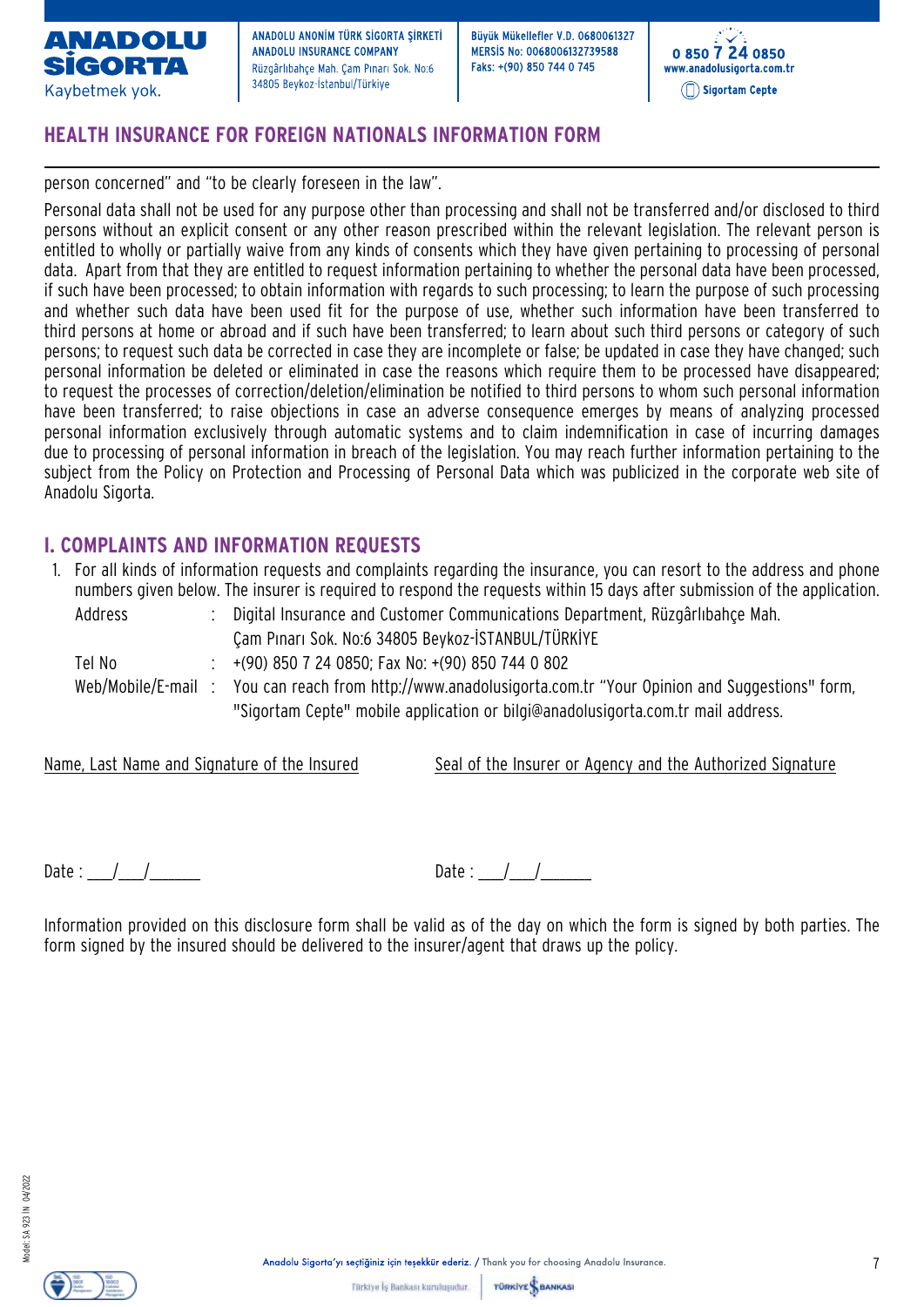person concerned" and "to be clearly foreseen in the law".

Personal data shall not be used for any purpose other than processing and shall not be transferred and/or disclosed to third persons without an explicit consent or any other reason prescribed within the relevant legislation. The relevant person is entitled to wholly or partially waive from any kinds of consents which they have given pertaining to processing of personal data. Apart from that they are entitled to request information pertaining to whether the personal data have been processed, if such have been processed; to obtain information with regards to such processing; to learn the purpose of such processing and whether such data have been used fit for the purpose of use, whether such information have been transferred to third persons at home or abroad and if such have been transferred; to learn about such third persons or category of such persons; to request such data be corrected in case they are incomplete or false; be updated in case they have changed; such personal information be deleted or eliminated in case the reasons which require them to be processed have disappeared; to request the processes of correction/deletion/elimination be notified to third persons to whom such personal information have been transferred; to raise objections in case an adverse consequence emerges by means of analyzing processed personal information exclusively through automatic systems and to claim indemnification in case of incurring damages due to processing of personal information in breach of the legislation. You may reach further information pertaining to the subject from the Policy on Protection and Processing of Personal Data which was publicized in the corporate web site of Anadolu Sigorta.

## I. COMPLAINTS AND INFORMATION REQUESTS

1. For all kinds of information requests and complaints regarding the insurance, you can resort to the address and phone numbers given below. The insurer is required to respond the requests within 15 days after submission of the application.

| | | |
|---|---|---|
| Address | : | Digital Insurance and Customer Communications Department, Rüzgârlıbahçe Mah. Çam Pınarı Sok. No:6 34805 Beykoz-İSTANBUL/TÜRKİYE |
| Tel No | : | +(90) 850 7 24 0850; Fax No: +(90) 850 744 0 802 |
| Web/Mobile/E-mail | : | You can reach from http://www.anadolusigorta.com.tr "Your Opinion and Suggestions" form, "Sigortam Cepte" mobile application or bilgi@anadolusigorta.com.tr mail address. |

Name, Last Name and Signature of the Insured

Seal of the Insurer or Agency and the Authorized Signature

Date : ___/___/______

Date : ___/___/______

Information provided on this disclosure form shall be valid as of the day on which the form is signed by both parties. The form signed by the insured should be delivered to the insurer/agent that draws up the policy.